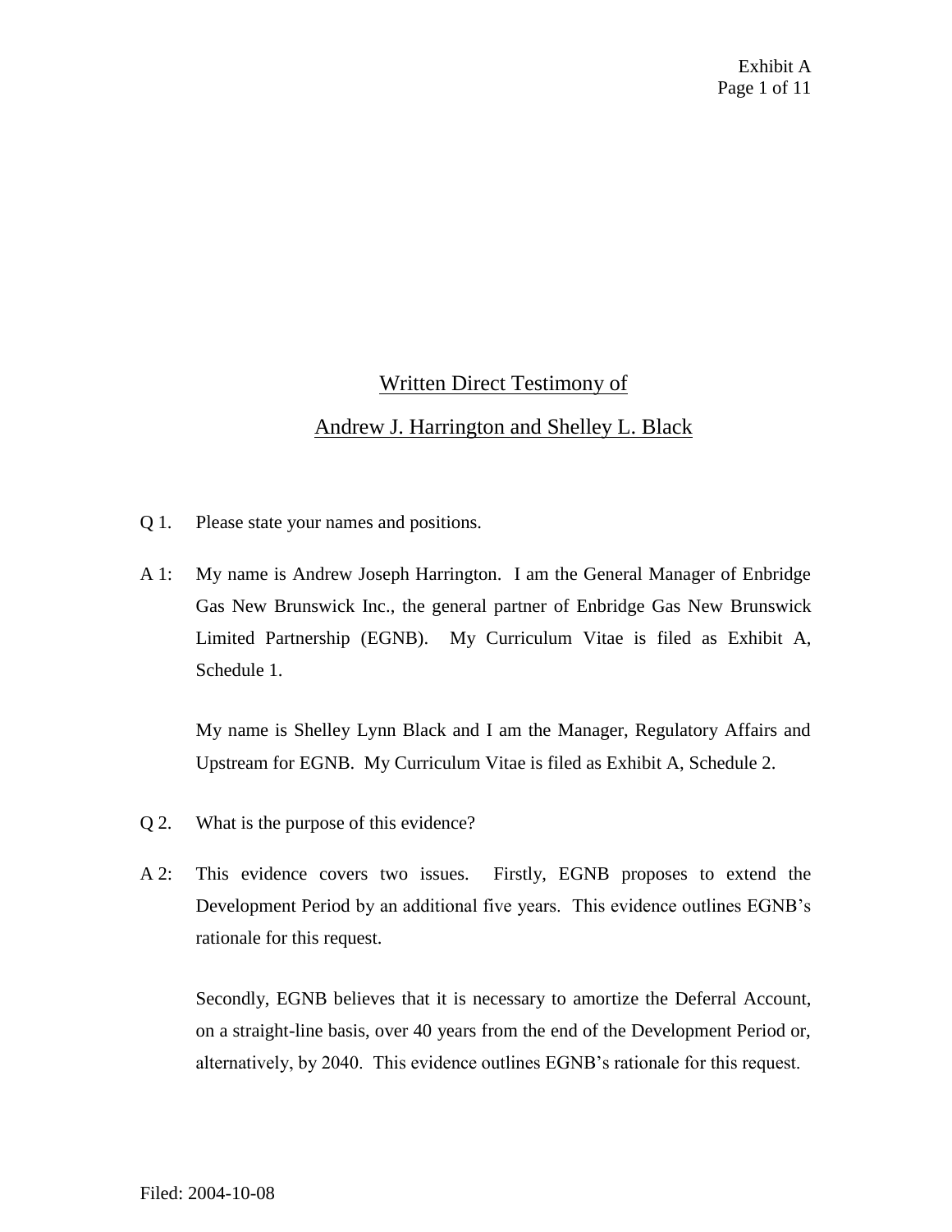# Written Direct Testimony of

# Andrew J. Harrington and Shelley L. Black

Q 1. Please state your names and positions.

A 1: My name is Andrew Joseph Harrington. I am the General Manager of Enbridge Gas New Brunswick Inc., the general partner of Enbridge Gas New Brunswick Limited Partnership (EGNB). My Curriculum Vitae is filed as Exhibit A, Schedule 1.

My name is Shelley Lynn Black and I am the Manager, Regulatory Affairs and Upstream for EGNB. My Curriculum Vitae is filed as Exhibit A, Schedule 2.

Q 2. What is the purpose of this evidence?

A 2: This evidence covers two issues. Firstly, EGNB proposes to extend the Development Period by an additional five years. This evidence outlines EGNB's rationale for this request.

Secondly, EGNB believes that it is necessary to amortize the Deferral Account, on a straight-line basis, over 40 years from the end of the Development Period or, alternatively, by 2040. This evidence outlines EGNB's rationale for this request.

Filed: 2004-10-08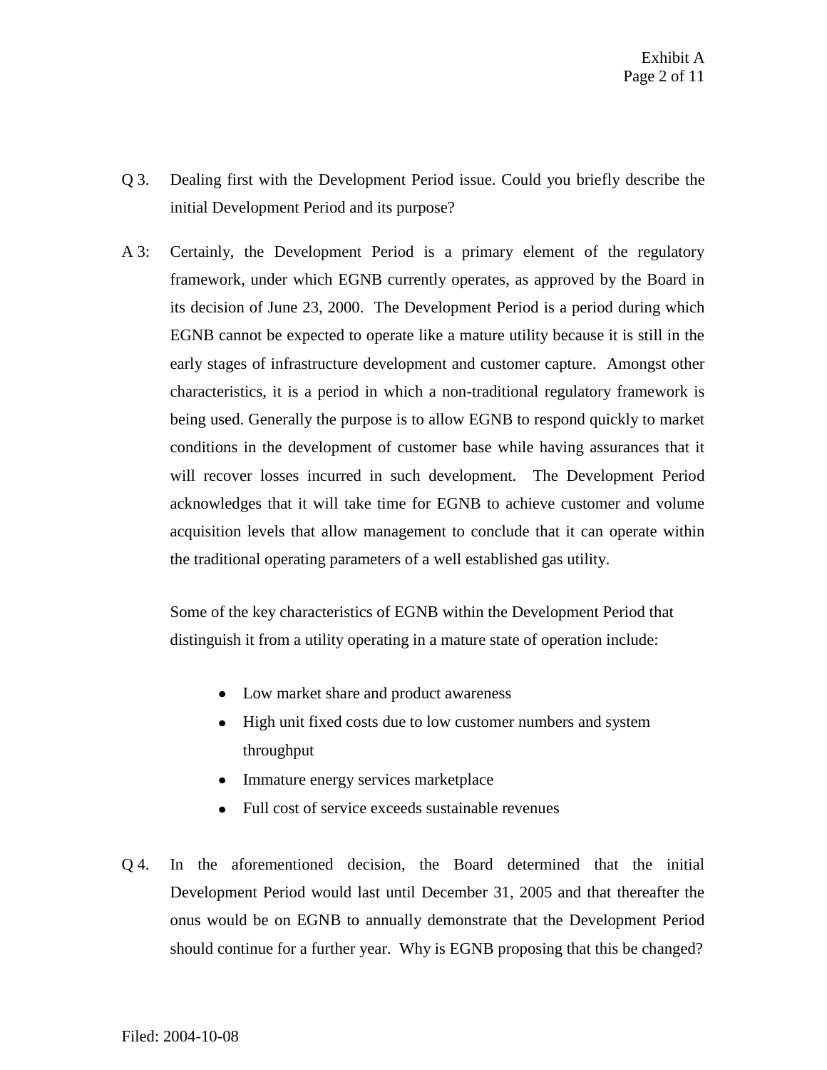Q 3. Dealing first with the Development Period issue. Could you briefly describe the initial Development Period and its purpose?

A 3: Certainly, the Development Period is a primary element of the regulatory framework, under which EGNB currently operates, as approved by the Board in its decision of June 23, 2000. The Development Period is a period during which EGNB cannot be expected to operate like a mature utility because it is still in the early stages of infrastructure development and customer capture. Amongst other characteristics, it is a period in which a non-traditional regulatory framework is being used. Generally the purpose is to allow EGNB to respond quickly to market conditions in the development of customer base while having assurances that it will recover losses incurred in such development. The Development Period acknowledges that it will take time for EGNB to achieve customer and volume acquisition levels that allow management to conclude that it can operate within the traditional operating parameters of a well established gas utility.

Some of the key characteristics of EGNB within the Development Period that distinguish it from a utility operating in a mature state of operation include:

- Low market share and product awareness
- High unit fixed costs due to low customer numbers and system throughput
- Immature energy services marketplace
- Full cost of service exceeds sustainable revenues

Q 4. In the aforementioned decision, the Board determined that the initial Development Period would last until December 31, 2005 and that thereafter the onus would be on EGNB to annually demonstrate that the Development Period should continue for a further year. Why is EGNB proposing that this be changed?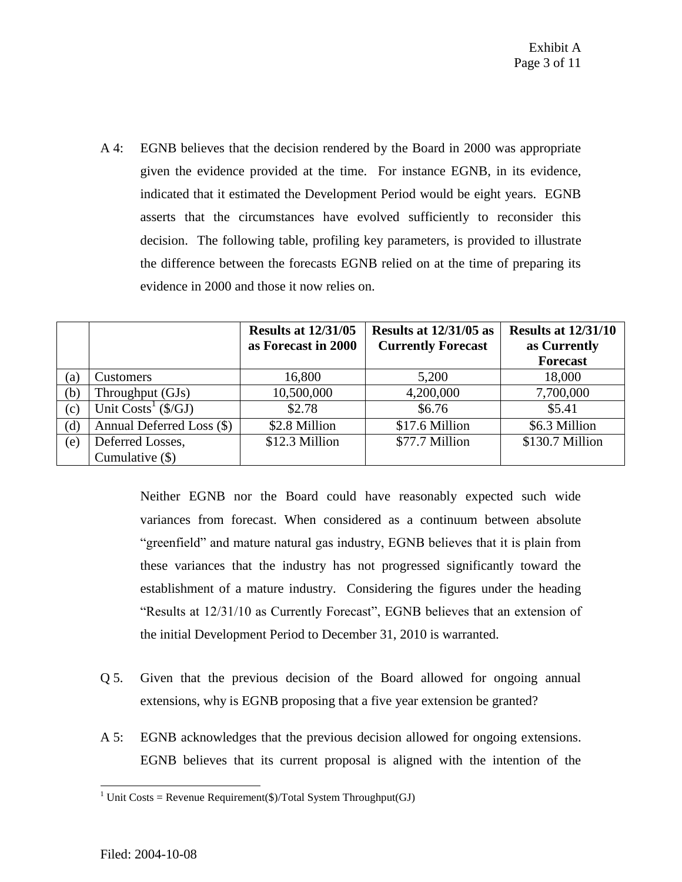A 4: EGNB believes that the decision rendered by the Board in 2000 was appropriate given the evidence provided at the time. For instance EGNB, in its evidence, indicated that it estimated the Development Period would be eight years. EGNB asserts that the circumstances have evolved sufficiently to reconsider this decision. The following table, profiling key parameters, is provided to illustrate the difference between the forecasts EGNB relied on at the time of preparing its evidence in 2000 and those it now relies on.

| | | **Results at 12/31/05 as Forecast in 2000** | **Results at 12/31/05 as Currently Forecast** | **Results at 12/31/10 as Currently Forecast** |
|---|---|---|---|---|
| (a) | Customers | 16,800 | 5,200 | 18,000 |
| (b) | Throughput (GJs) | 10,500,000 | 4,200,000 | 7,700,000 |
| (c) | Unit Costs[1] ($/GJ) | $2.78 | $6.76 | $5.41 |
| (d) | Annual Deferred Loss ($) | $2.8 Million | $17.6 Million | $6.3 Million |
| (e) | Deferred Losses, Cumulative ($) | $12.3 Million | $77.7 Million | $130.7 Million |

Neither EGNB nor the Board could have reasonably expected such wide variances from forecast. When considered as a continuum between absolute "greenfield" and mature natural gas industry, EGNB believes that it is plain from these variances that the industry has not progressed significantly toward the establishment of a mature industry. Considering the figures under the heading "Results at 12/31/10 as Currently Forecast", EGNB believes that an extension of the initial Development Period to December 31, 2010 is warranted.

Q 5. Given that the previous decision of the Board allowed for ongoing annual extensions, why is EGNB proposing that a five year extension be granted?

A 5: EGNB acknowledges that the previous decision allowed for ongoing extensions. EGNB believes that its current proposal is aligned with the intention of the

[1] Unit Costs = Revenue Requirement($)/Total System Throughput(GJ)

Filed: 2004-10-08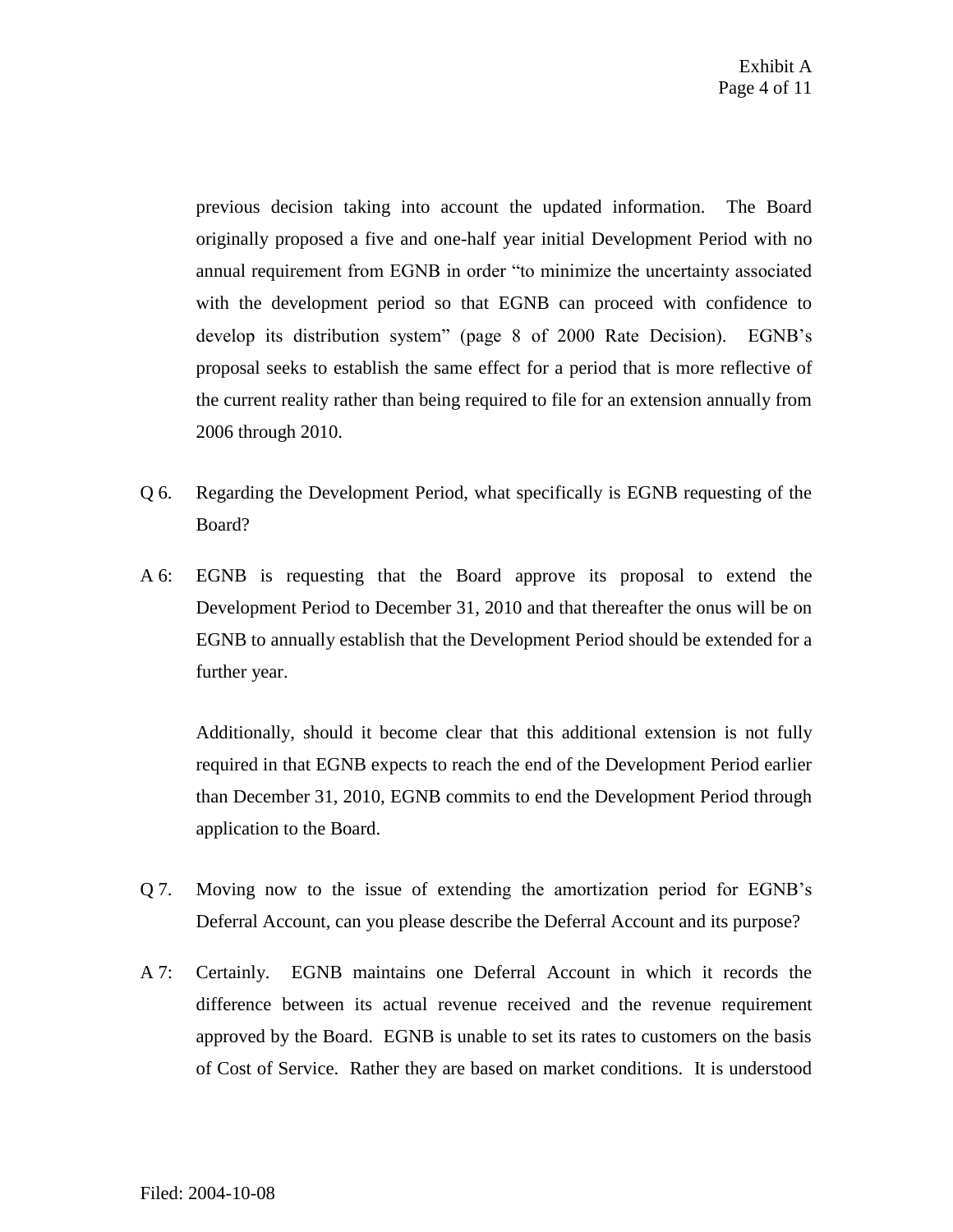previous decision taking into account the updated information. The Board originally proposed a five and one-half year initial Development Period with no annual requirement from EGNB in order "to minimize the uncertainty associated with the development period so that EGNB can proceed with confidence to develop its distribution system" (page 8 of 2000 Rate Decision). EGNB's proposal seeks to establish the same effect for a period that is more reflective of the current reality rather than being required to file for an extension annually from 2006 through 2010.

Q 6. Regarding the Development Period, what specifically is EGNB requesting of the Board?

A 6: EGNB is requesting that the Board approve its proposal to extend the Development Period to December 31, 2010 and that thereafter the onus will be on EGNB to annually establish that the Development Period should be extended for a further year.

Additionally, should it become clear that this additional extension is not fully required in that EGNB expects to reach the end of the Development Period earlier than December 31, 2010, EGNB commits to end the Development Period through application to the Board.

Q 7. Moving now to the issue of extending the amortization period for EGNB's Deferral Account, can you please describe the Deferral Account and its purpose?

A 7: Certainly. EGNB maintains one Deferral Account in which it records the difference between its actual revenue received and the revenue requirement approved by the Board. EGNB is unable to set its rates to customers on the basis of Cost of Service. Rather they are based on market conditions. It is understood

Filed: 2004-10-08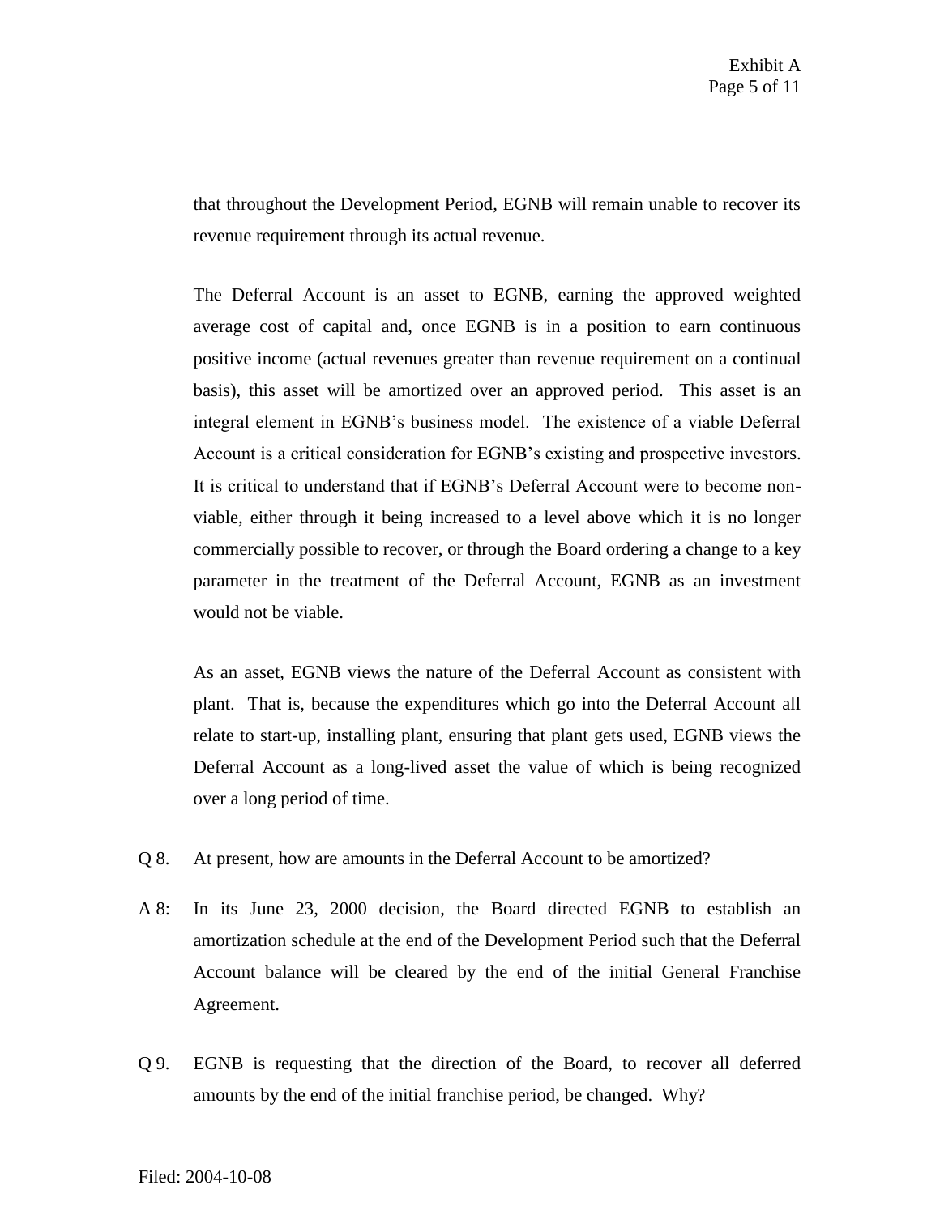that throughout the Development Period, EGNB will remain unable to recover its revenue requirement through its actual revenue.

The Deferral Account is an asset to EGNB, earning the approved weighted average cost of capital and, once EGNB is in a position to earn continuous positive income (actual revenues greater than revenue requirement on a continual basis), this asset will be amortized over an approved period. This asset is an integral element in EGNB's business model. The existence of a viable Deferral Account is a critical consideration for EGNB's existing and prospective investors. It is critical to understand that if EGNB's Deferral Account were to become non-viable, either through it being increased to a level above which it is no longer commercially possible to recover, or through the Board ordering a change to a key parameter in the treatment of the Deferral Account, EGNB as an investment would not be viable.

As an asset, EGNB views the nature of the Deferral Account as consistent with plant. That is, because the expenditures which go into the Deferral Account all relate to start-up, installing plant, ensuring that plant gets used, EGNB views the Deferral Account as a long-lived asset the value of which is being recognized over a long period of time.

Q 8. At present, how are amounts in the Deferral Account to be amortized?

A 8: In its June 23, 2000 decision, the Board directed EGNB to establish an amortization schedule at the end of the Development Period such that the Deferral Account balance will be cleared by the end of the initial General Franchise Agreement.

Q 9. EGNB is requesting that the direction of the Board, to recover all deferred amounts by the end of the initial franchise period, be changed. Why?

Filed: 2004-10-08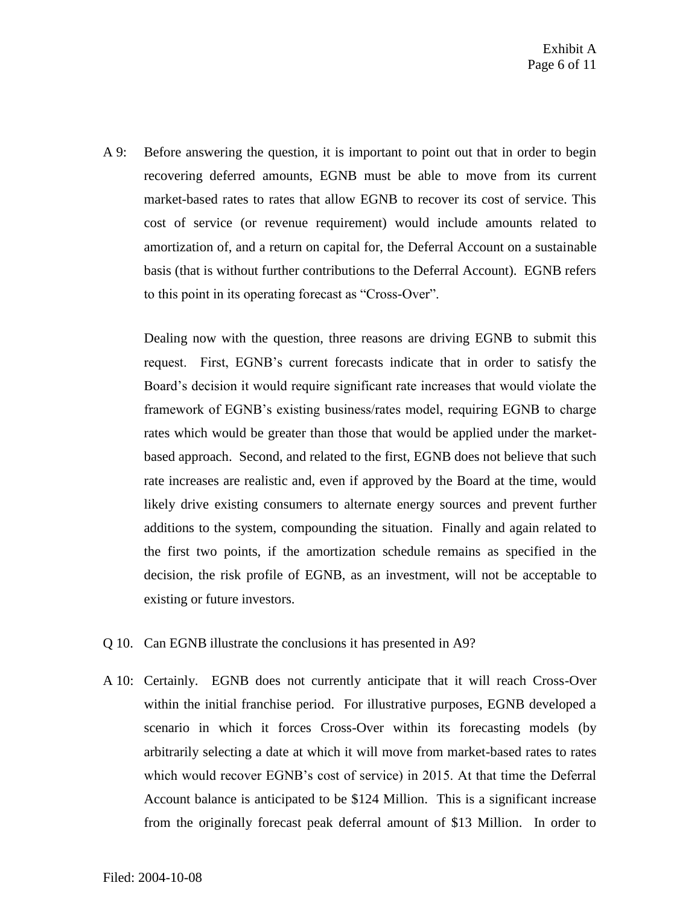A 9: Before answering the question, it is important to point out that in order to begin recovering deferred amounts, EGNB must be able to move from its current market-based rates to rates that allow EGNB to recover its cost of service. This cost of service (or revenue requirement) would include amounts related to amortization of, and a return on capital for, the Deferral Account on a sustainable basis (that is without further contributions to the Deferral Account). EGNB refers to this point in its operating forecast as "Cross-Over".

Dealing now with the question, three reasons are driving EGNB to submit this request. First, EGNB's current forecasts indicate that in order to satisfy the Board's decision it would require significant rate increases that would violate the framework of EGNB's existing business/rates model, requiring EGNB to charge rates which would be greater than those that would be applied under the market-based approach. Second, and related to the first, EGNB does not believe that such rate increases are realistic and, even if approved by the Board at the time, would likely drive existing consumers to alternate energy sources and prevent further additions to the system, compounding the situation. Finally and again related to the first two points, if the amortization schedule remains as specified in the decision, the risk profile of EGNB, as an investment, will not be acceptable to existing or future investors.

Q 10. Can EGNB illustrate the conclusions it has presented in A9?

A 10: Certainly. EGNB does not currently anticipate that it will reach Cross-Over within the initial franchise period. For illustrative purposes, EGNB developed a scenario in which it forces Cross-Over within its forecasting models (by arbitrarily selecting a date at which it will move from market-based rates to rates which would recover EGNB's cost of service) in 2015. At that time the Deferral Account balance is anticipated to be $124 Million. This is a significant increase from the originally forecast peak deferral amount of $13 Million. In order to

Filed: 2004-10-08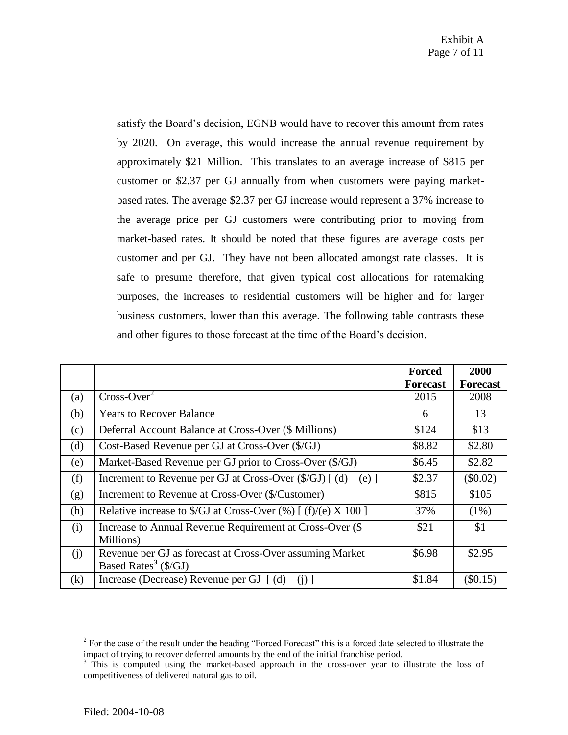satisfy the Board's decision, EGNB would have to recover this amount from rates by 2020. On average, this would increase the annual revenue requirement by approximately $21 Million. This translates to an average increase of $815 per customer or $2.37 per GJ annually from when customers were paying market-based rates. The average $2.37 per GJ increase would represent a 37% increase to the average price per GJ customers were contributing prior to moving from market-based rates. It should be noted that these figures are average costs per customer and per GJ. They have not been allocated amongst rate classes. It is safe to presume therefore, that given typical cost allocations for ratemaking purposes, the increases to residential customers will be higher and for larger business customers, lower than this average. The following table contrasts these and other figures to those forecast at the time of the Board's decision.

| | | **Forced Forecast** | **2000 Forecast** |
|---|---|---|---|
| (a) | Cross-Over[2] | 2015 | 2008 |
| (b) | Years to Recover Balance | 6 | 13 |
| (c) | Deferral Account Balance at Cross-Over ($ Millions) | $124 | $13 |
| (d) | Cost-Based Revenue per GJ at Cross-Over ($/GJ) | $8.82 | $2.80 |
| (e) | Market-Based Revenue per GJ prior to Cross-Over ($/GJ) | $6.45 | $2.82 |
| (f) | Increment to Revenue per GJ at Cross-Over ($/GJ) [ (d) – (e) ] | $2.37 | ($0.02) |
| (g) | Increment to Revenue at Cross-Over ($/Customer) | $815 | $105 |
| (h) | Relative increase to $/GJ at Cross-Over (%) [ (f)/(e) X 100 ] | 37% | (1%) |
| (i) | Increase to Annual Revenue Requirement at Cross-Over ($ Millions) | $21 | $1 |
| (j) | Revenue per GJ as forecast at Cross-Over assuming Market Based Rates[3] ($/GJ) | $6.98 | $2.95 |
| (k) | Increase (Decrease) Revenue per GJ [ (d) – (j) ] | $1.84 | ($0.15) |

[2] For the case of the result under the heading "Forced Forecast" this is a forced date selected to illustrate the impact of trying to recover deferred amounts by the end of the initial franchise period.

[3] This is computed using the market-based approach in the cross-over year to illustrate the loss of competitiveness of delivered natural gas to oil.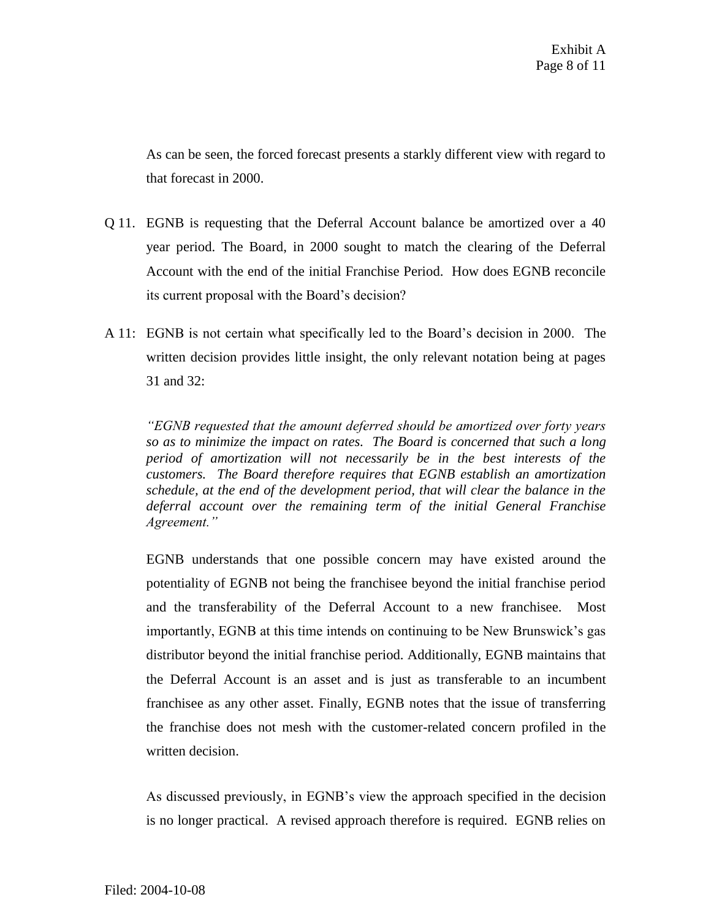As can be seen, the forced forecast presents a starkly different view with regard to that forecast in 2000.

Q 11. EGNB is requesting that the Deferral Account balance be amortized over a 40 year period. The Board, in 2000 sought to match the clearing of the Deferral Account with the end of the initial Franchise Period. How does EGNB reconcile its current proposal with the Board's decision?

A 11: EGNB is not certain what specifically led to the Board's decision in 2000. The written decision provides little insight, the only relevant notation being at pages 31 and 32:

*"EGNB requested that the amount deferred should be amortized over forty years so as to minimize the impact on rates. The Board is concerned that such a long period of amortization will not necessarily be in the best interests of the customers. The Board therefore requires that EGNB establish an amortization schedule, at the end of the development period, that will clear the balance in the deferral account over the remaining term of the initial General Franchise Agreement."*

EGNB understands that one possible concern may have existed around the potentiality of EGNB not being the franchisee beyond the initial franchise period and the transferability of the Deferral Account to a new franchisee. Most importantly, EGNB at this time intends on continuing to be New Brunswick's gas distributor beyond the initial franchise period. Additionally, EGNB maintains that the Deferral Account is an asset and is just as transferable to an incumbent franchisee as any other asset. Finally, EGNB notes that the issue of transferring the franchise does not mesh with the customer-related concern profiled in the written decision.

As discussed previously, in EGNB's view the approach specified in the decision is no longer practical. A revised approach therefore is required. EGNB relies on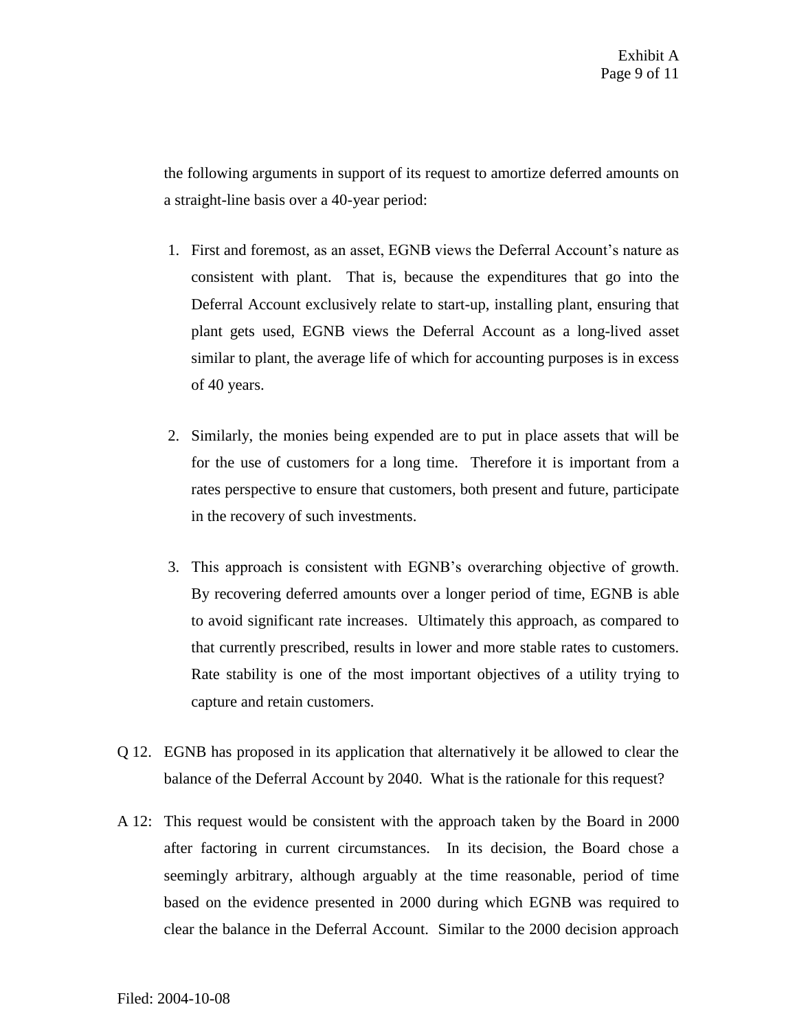the following arguments in support of its request to amortize deferred amounts on a straight-line basis over a 40-year period:

1. First and foremost, as an asset, EGNB views the Deferral Account's nature as consistent with plant. That is, because the expenditures that go into the Deferral Account exclusively relate to start-up, installing plant, ensuring that plant gets used, EGNB views the Deferral Account as a long-lived asset similar to plant, the average life of which for accounting purposes is in excess of 40 years.

2. Similarly, the monies being expended are to put in place assets that will be for the use of customers for a long time. Therefore it is important from a rates perspective to ensure that customers, both present and future, participate in the recovery of such investments.

3. This approach is consistent with EGNB's overarching objective of growth. By recovering deferred amounts over a longer period of time, EGNB is able to avoid significant rate increases. Ultimately this approach, as compared to that currently prescribed, results in lower and more stable rates to customers. Rate stability is one of the most important objectives of a utility trying to capture and retain customers.

Q 12. EGNB has proposed in its application that alternatively it be allowed to clear the balance of the Deferral Account by 2040. What is the rationale for this request?

A 12: This request would be consistent with the approach taken by the Board in 2000 after factoring in current circumstances. In its decision, the Board chose a seemingly arbitrary, although arguably at the time reasonable, period of time based on the evidence presented in 2000 during which EGNB was required to clear the balance in the Deferral Account. Similar to the 2000 decision approach

Filed: 2004-10-08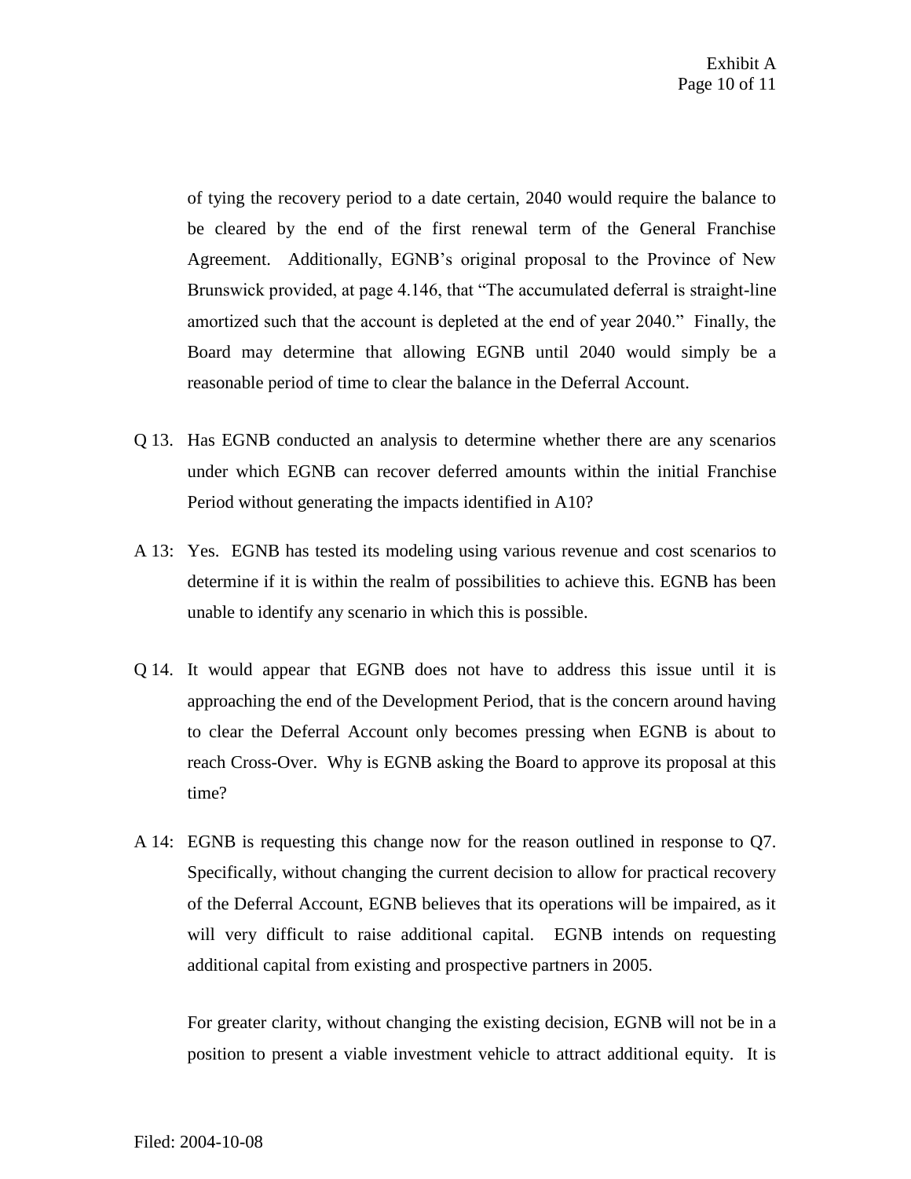of tying the recovery period to a date certain, 2040 would require the balance to be cleared by the end of the first renewal term of the General Franchise Agreement. Additionally, EGNB's original proposal to the Province of New Brunswick provided, at page 4.146, that "The accumulated deferral is straight-line amortized such that the account is depleted at the end of year 2040." Finally, the Board may determine that allowing EGNB until 2040 would simply be a reasonable period of time to clear the balance in the Deferral Account.

Q 13. Has EGNB conducted an analysis to determine whether there are any scenarios under which EGNB can recover deferred amounts within the initial Franchise Period without generating the impacts identified in A10?

A 13: Yes. EGNB has tested its modeling using various revenue and cost scenarios to determine if it is within the realm of possibilities to achieve this. EGNB has been unable to identify any scenario in which this is possible.

Q 14. It would appear that EGNB does not have to address this issue until it is approaching the end of the Development Period, that is the concern around having to clear the Deferral Account only becomes pressing when EGNB is about to reach Cross-Over. Why is EGNB asking the Board to approve its proposal at this time?

A 14: EGNB is requesting this change now for the reason outlined in response to Q7. Specifically, without changing the current decision to allow for practical recovery of the Deferral Account, EGNB believes that its operations will be impaired, as it will very difficult to raise additional capital. EGNB intends on requesting additional capital from existing and prospective partners in 2005.

For greater clarity, without changing the existing decision, EGNB will not be in a position to present a viable investment vehicle to attract additional equity. It is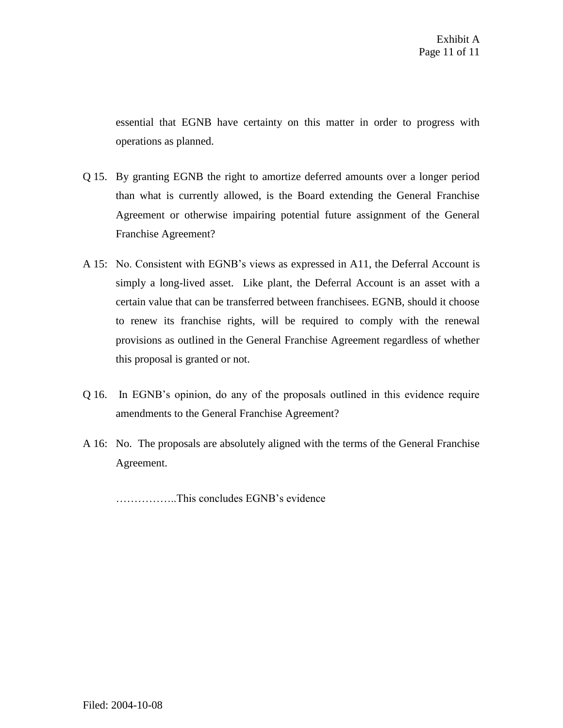essential that EGNB have certainty on this matter in order to progress with operations as planned.

Q 15. By granting EGNB the right to amortize deferred amounts over a longer period than what is currently allowed, is the Board extending the General Franchise Agreement or otherwise impairing potential future assignment of the General Franchise Agreement?

A 15: No. Consistent with EGNB's views as expressed in A11, the Deferral Account is simply a long-lived asset. Like plant, the Deferral Account is an asset with a certain value that can be transferred between franchisees. EGNB, should it choose to renew its franchise rights, will be required to comply with the renewal provisions as outlined in the General Franchise Agreement regardless of whether this proposal is granted or not.

Q 16. In EGNB's opinion, do any of the proposals outlined in this evidence require amendments to the General Franchise Agreement?

A 16: No. The proposals are absolutely aligned with the terms of the General Franchise Agreement.

……………..This concludes EGNB's evidence

Filed: 2004-10-08